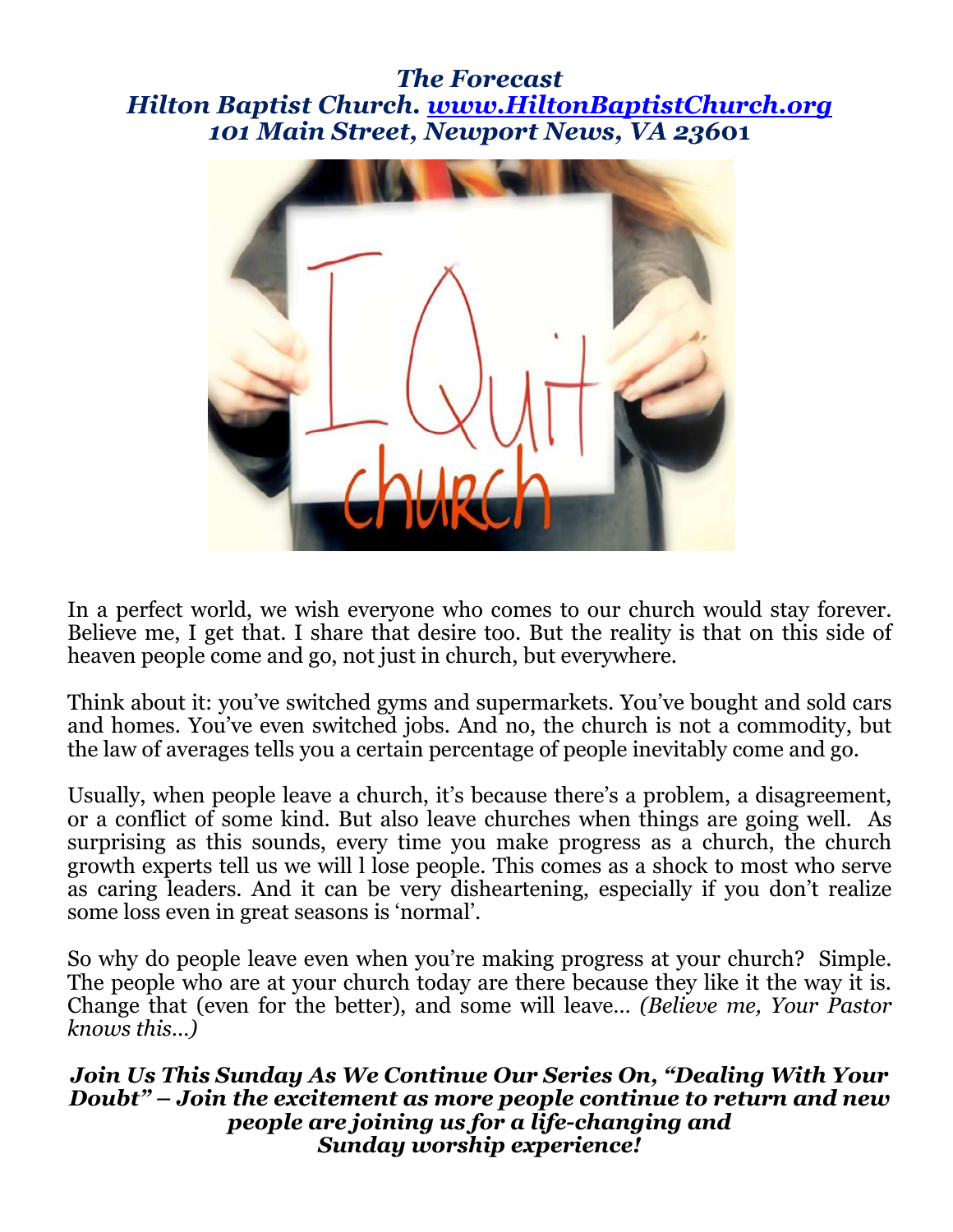***The Forecast***
***Hilton Baptist Church. [www.HiltonBaptistChurch.org](http://www.HiltonBaptistChurch.org)***
***101 Main Street, Newport News, VA 23601***

In a perfect world, we wish everyone who comes to our church would stay forever. Believe me, I get that. I share that desire too. But the reality is that on this side of heaven people come and go, not just in church, but everywhere.

Think about it: you've switched gyms and supermarkets. You've bought and sold cars and homes. You've even switched jobs. And no, the church is not a commodity, but the law of averages tells you a certain percentage of people inevitably come and go.

Usually, when people leave a church, it's because there's a problem, a disagreement, or a conflict of some kind. But also leave churches when things are going well. As surprising as this sounds, every time you make progress as a church, the church growth experts tell us we will l lose people. This comes as a shock to most who serve as caring leaders. And it can be very disheartening, especially if you don't realize some loss even in great seasons is 'normal'.

So why do people leave even when you're making progress at your church? Simple. The people who are at your church today are there because they like it the way it is. Change that (even for the better), and some will leave… *(Believe me, Your Pastor knows this…)*

***Join Us This Sunday As We Continue Our Series On, "Dealing With Your Doubt" – Join the excitement as more people continue to return and new people are joining us for a life-changing and Sunday worship experience!***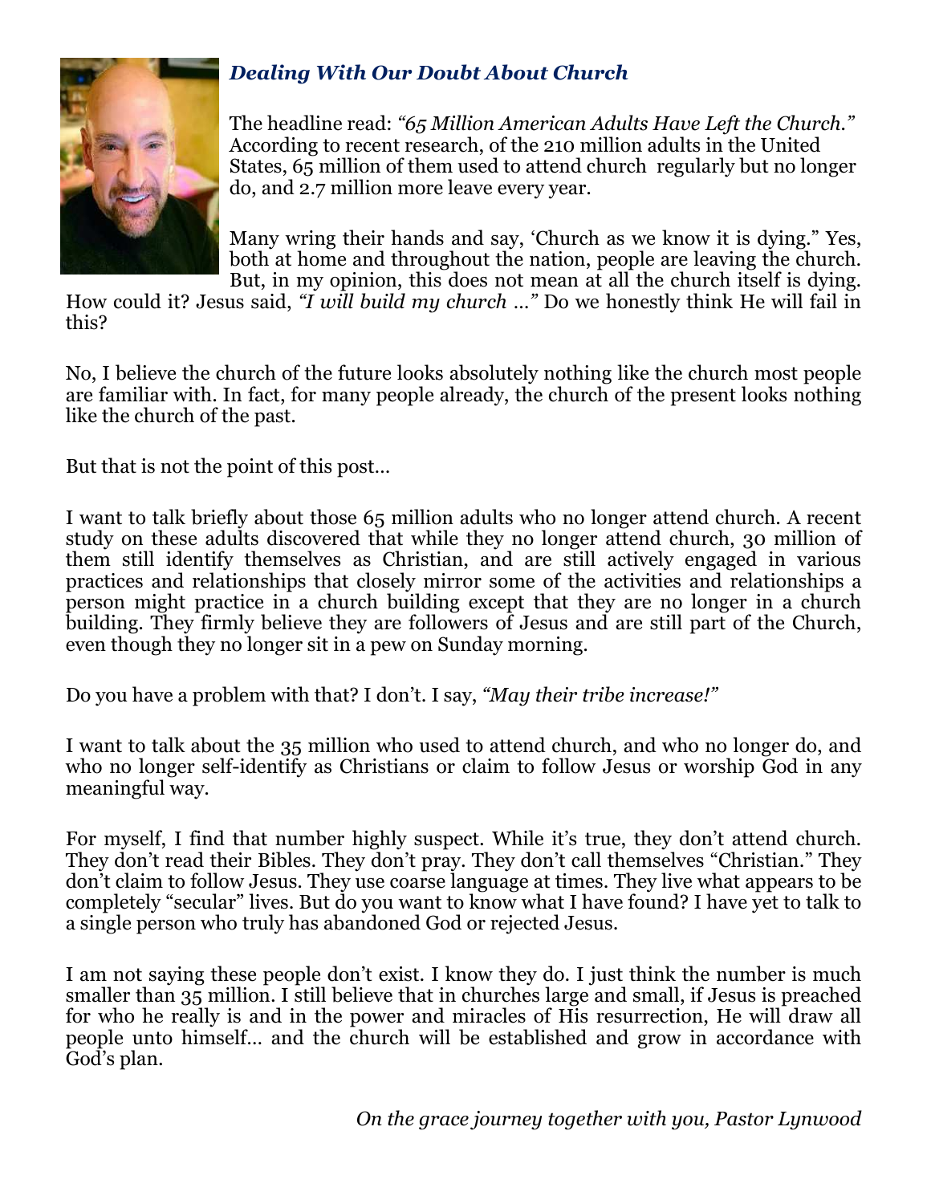### *Dealing With Our Doubt About Church*

The headline read: *"65 Million American Adults Have Left the Church."* According to recent research, of the 210 million adults in the United States, 65 million of them used to attend church regularly but no longer do, and 2.7 million more leave every year.

Many wring their hands and say, 'Church as we know it is dying." Yes, both at home and throughout the nation, people are leaving the church. But, in my opinion, this does not mean at all the church itself is dying. How could it? Jesus said, *"I will build my church …"* Do we honestly think He will fail in this?

No, I believe the church of the future looks absolutely nothing like the church most people are familiar with. In fact, for many people already, the church of the present looks nothing like the church of the past.

But that is not the point of this post…

I want to talk briefly about those 65 million adults who no longer attend church. A recent study on these adults discovered that while they no longer attend church, 30 million of them still identify themselves as Christian, and are still actively engaged in various practices and relationships that closely mirror some of the activities and relationships a person might practice in a church building except that they are no longer in a church building. They firmly believe they are followers of Jesus and are still part of the Church, even though they no longer sit in a pew on Sunday morning.

Do you have a problem with that? I don't. I say, *"May their tribe increase!"*

I want to talk about the 35 million who used to attend church, and who no longer do, and who no longer self-identify as Christians or claim to follow Jesus or worship God in any meaningful way.

For myself, I find that number highly suspect. While it's true, they don't attend church. They don't read their Bibles. They don't pray. They don't call themselves "Christian." They don't claim to follow Jesus. They use coarse language at times. They live what appears to be completely "secular" lives. But do you want to know what I have found? I have yet to talk to a single person who truly has abandoned God or rejected Jesus.

I am not saying these people don't exist. I know they do. I just think the number is much smaller than 35 million. I still believe that in churches large and small, if Jesus is preached for who he really is and in the power and miracles of His resurrection, He will draw all people unto himself… and the church will be established and grow in accordance with God's plan.

*On the grace journey together with you, Pastor Lynwood*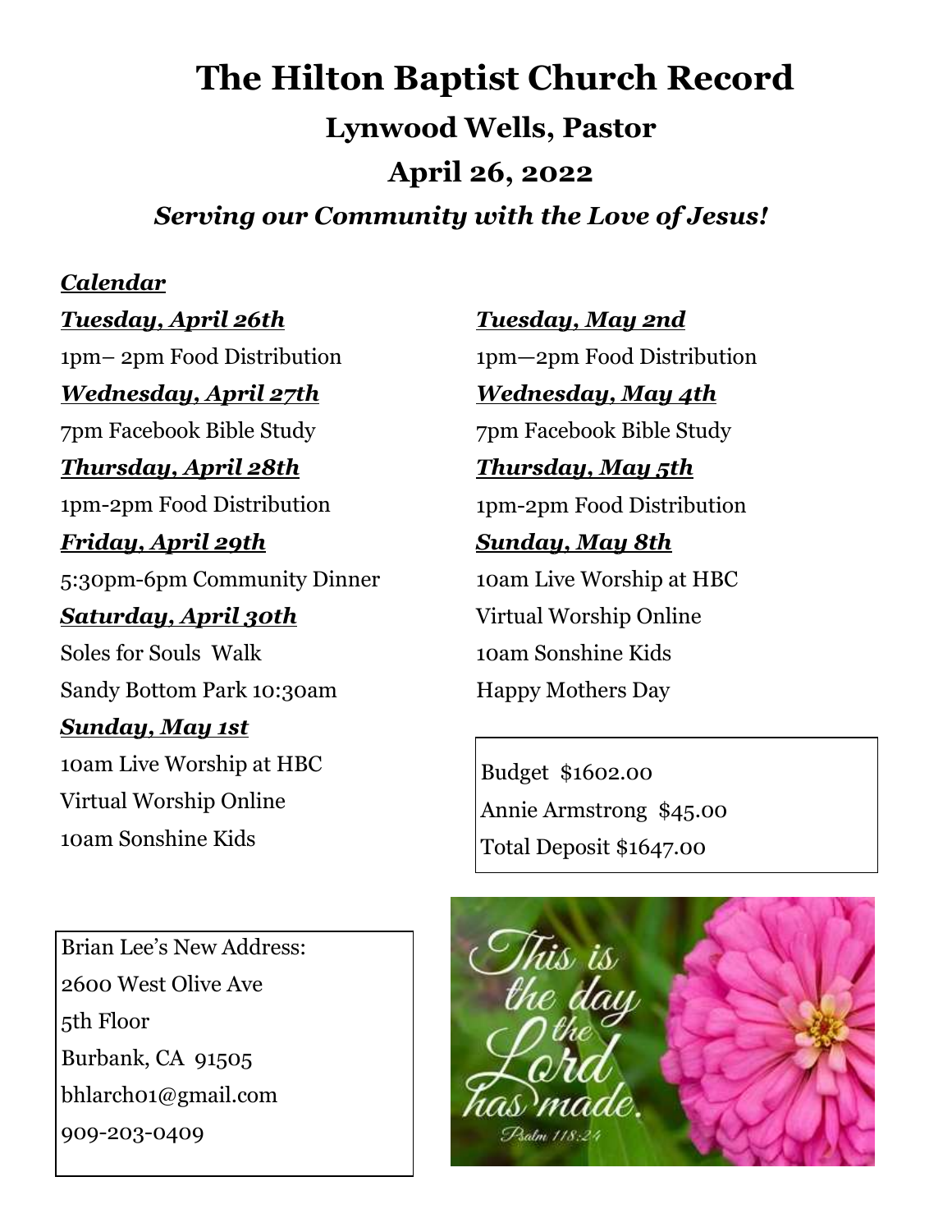# The Hilton Baptist Church Record

## Lynwood Wells, Pastor

## April 26, 2022

***Serving our Community with the Love of Jesus!***

***Calendar***

***Tuesday, April 26th***

1pm– 2pm Food Distribution

***Wednesday, April 27th***

7pm Facebook Bible Study

***Thursday, April 28th***

1pm-2pm Food Distribution

***Friday, April 29th***

5:30pm-6pm Community Dinner

***Saturday, April 30th***

Soles for Souls Walk

Sandy Bottom Park 10:30am

***Sunday, May 1st***

10am Live Worship at HBC

Virtual Worship Online

10am Sonshine Kids

***Tuesday, May 2nd***

1pm—2pm Food Distribution

***Wednesday, May 4th***

7pm Facebook Bible Study

***Thursday, May 5th***

1pm-2pm Food Distribution

***Sunday, May 8th***

10am Live Worship at HBC

Virtual Worship Online

10am Sonshine Kids

Happy Mothers Day

Budget $1602.00

Annie Armstrong $45.00

Total Deposit $1647.00

Brian Lee's New Address:

2600 West Olive Ave

5th Floor

Burbank, CA 91505

bhlarch01@gmail.com

909-203-0409

This is the day the Lord has made.

Psalm 118:24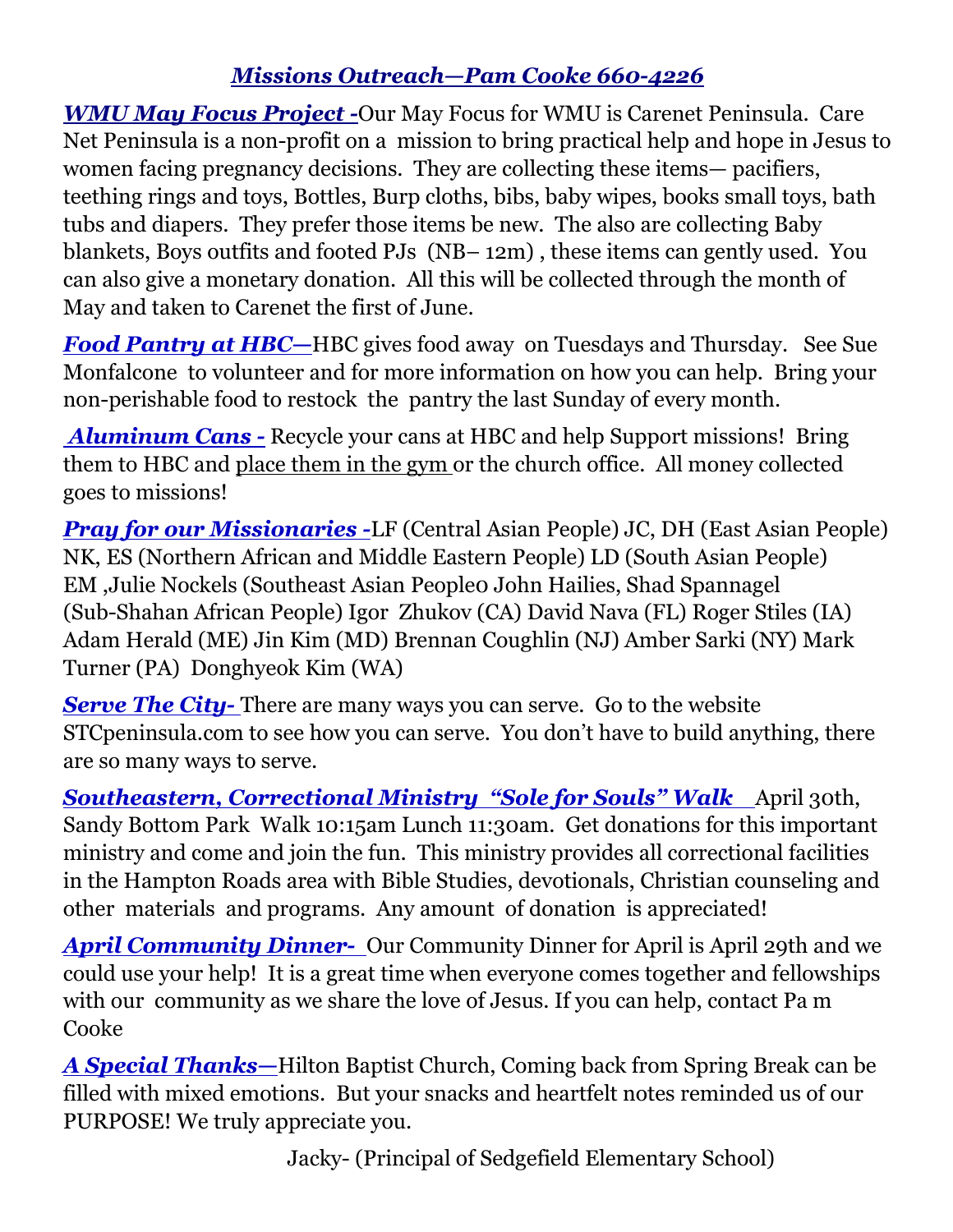## *Missions Outreach—Pam Cooke 660-4226*

***WMU May Focus Project -*** Our May Focus for WMU is Carenet Peninsula. Care Net Peninsula is a non-profit on a mission to bring practical help and hope in Jesus to women facing pregnancy decisions. They are collecting these items— pacifiers, teething rings and toys, Bottles, Burp cloths, bibs, baby wipes, books small toys, bath tubs and diapers. They prefer those items be new. The also are collecting Baby blankets, Boys outfits and footed PJs (NB– 12m) , these items can gently used. You can also give a monetary donation. All this will be collected through the month of May and taken to Carenet the first of June.

***Food Pantry at HBC—*** HBC gives food away on Tuesdays and Thursday. See Sue Monfalcone to volunteer and for more information on how you can help. Bring your non-perishable food to restock the pantry the last Sunday of every month.

***Aluminum Cans -*** Recycle your cans at HBC and help Support missions! Bring them to HBC and place them in the gym or the church office. All money collected goes to missions!

***Pray for our Missionaries -*** LF (Central Asian People) JC, DH (East Asian People) NK, ES (Northern African and Middle Eastern People) LD (South Asian People) EM ,Julie Nockels (Southeast Asian People0 John Hailies, Shad Spannagel (Sub-Shahan African People) Igor Zhukov (CA) David Nava (FL) Roger Stiles (IA) Adam Herald (ME) Jin Kim (MD) Brennan Coughlin (NJ) Amber Sarki (NY) Mark Turner (PA) Donghyeok Kim (WA)

***Serve The City-*** There are many ways you can serve. Go to the website STCpeninsula.com to see how you can serve. You don't have to build anything, there are so many ways to serve.

***Southeastern, Correctional Ministry "Sole for Souls" Walk*** April 30th, Sandy Bottom Park Walk 10:15am Lunch 11:30am. Get donations for this important ministry and come and join the fun. This ministry provides all correctional facilities in the Hampton Roads area with Bible Studies, devotionals, Christian counseling and other materials and programs. Any amount of donation is appreciated!

***April Community Dinner-*** Our Community Dinner for April is April 29th and we could use your help! It is a great time when everyone comes together and fellowships with our community as we share the love of Jesus. If you can help, contact Pa m Cooke

***A Special Thanks—*** Hilton Baptist Church, Coming back from Spring Break can be filled with mixed emotions. But your snacks and heartfelt notes reminded us of our PURPOSE! We truly appreciate you.

Jacky- (Principal of Sedgefield Elementary School)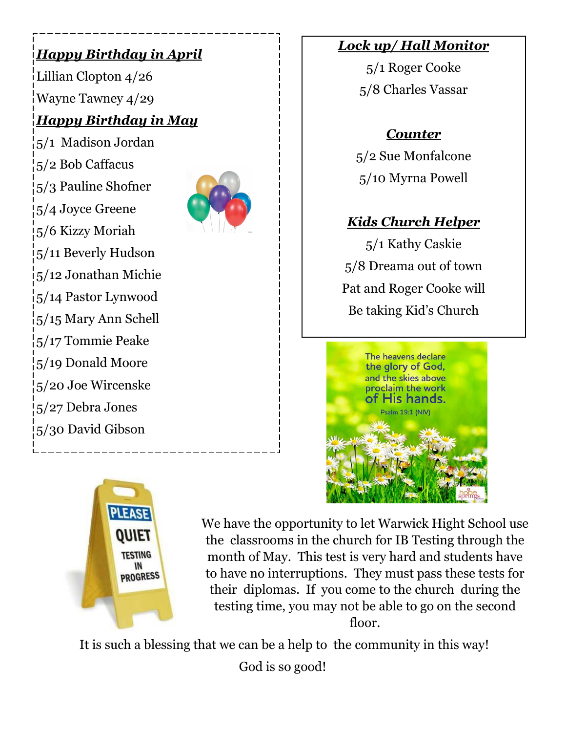***Happy Birthday in April***

Lillian Clopton 4/26

Wayne Tawney 4/29

***Happy Birthday in May***

5/1 Madison Jordan

5/2 Bob Caffacus

5/3 Pauline Shofner

5/4 Joyce Greene

5/6 Kizzy Moriah

5/11 Beverly Hudson

5/12 Jonathan Michie

5/14 Pastor Lynwood

5/15 Mary Ann Schell

5/17 Tommie Peake

5/19 Donald Moore

5/20 Joe Wircenske

5/27 Debra Jones

5/30 David Gibson

***Lock up/ Hall Monitor***

5/1 Roger Cooke

5/8 Charles Vassar

***Counter***

5/2 Sue Monfalcone

5/10 Myrna Powell

***Kids Church Helper***

5/1 Kathy Caskie

5/8 Dreama out of town

Pat and Roger Cooke will

Be taking Kid's Church

The heavens declare the glory of God, and the skies above proclaim the work of His hands. Psalm 19:1 (NIV)

We have the opportunity to let Warwick Hight School use the classrooms in the church for IB Testing through the month of May. This test is very hard and students have to have no interruptions. They must pass these tests for their diplomas. If you come to the church during the testing time, you may not be able to go on the second floor.

It is such a blessing that we can be a help to the community in this way!

God is so good!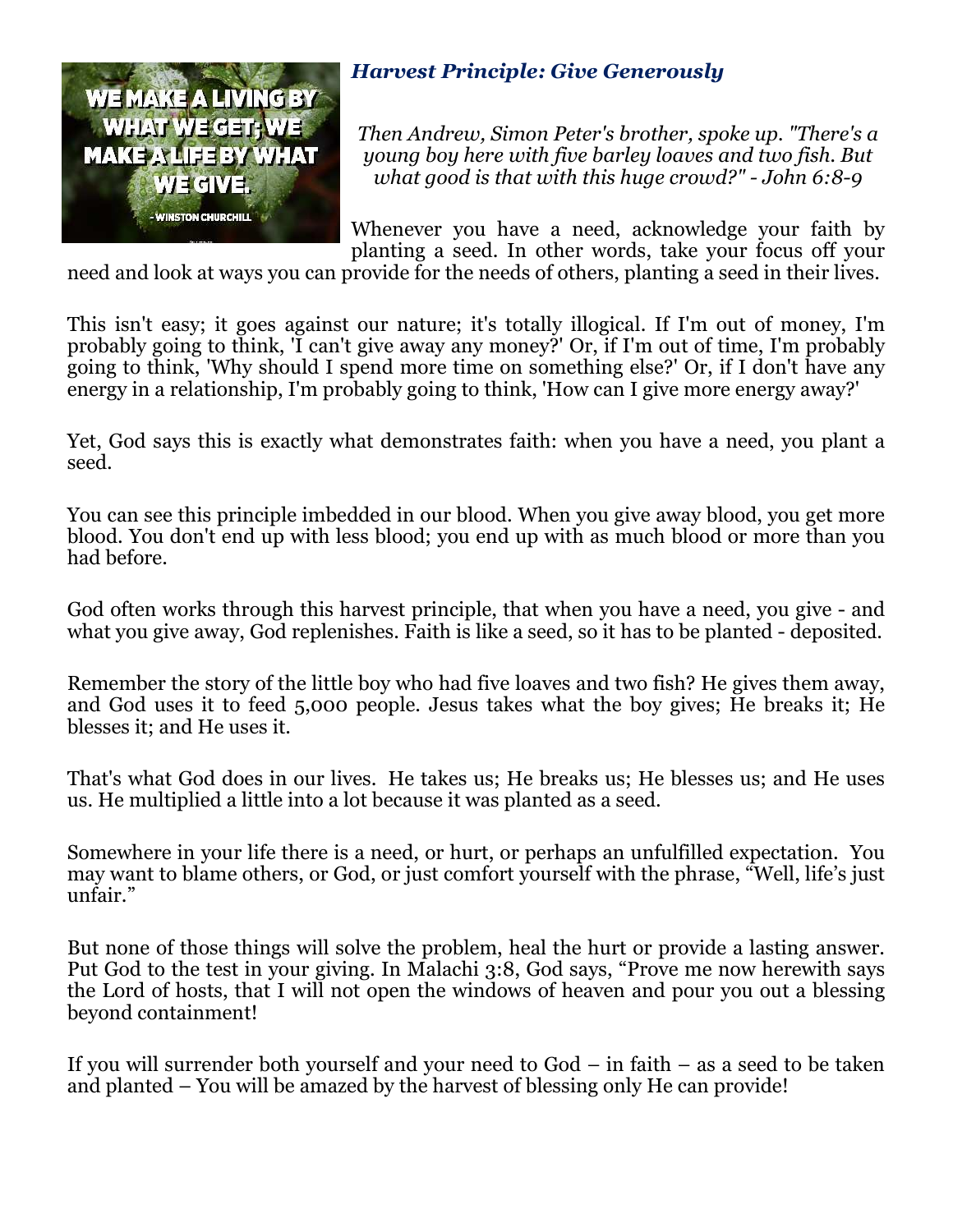WE MAKE A LIVING BY WHAT WE GET; WE MAKE A LIFE BY WHAT WE GIVE.

- WINSTON CHURCHILL

### *Harvest Principle: Give Generously*

*Then Andrew, Simon Peter's brother, spoke up. "There's a young boy here with five barley loaves and two fish. But what good is that with this huge crowd?" - John 6:8-9*

Whenever you have a need, acknowledge your faith by planting a seed. In other words, take your focus off your need and look at ways you can provide for the needs of others, planting a seed in their lives.

This isn't easy; it goes against our nature; it's totally illogical. If I'm out of money, I'm probably going to think, 'I can't give away any money?' Or, if I'm out of time, I'm probably going to think, 'Why should I spend more time on something else?' Or, if I don't have any energy in a relationship, I'm probably going to think, 'How can I give more energy away?'

Yet, God says this is exactly what demonstrates faith: when you have a need, you plant a seed.

You can see this principle imbedded in our blood. When you give away blood, you get more blood. You don't end up with less blood; you end up with as much blood or more than you had before.

God often works through this harvest principle, that when you have a need, you give - and what you give away, God replenishes. Faith is like a seed, so it has to be planted - deposited.

Remember the story of the little boy who had five loaves and two fish? He gives them away, and God uses it to feed 5,000 people. Jesus takes what the boy gives; He breaks it; He blesses it; and He uses it.

That's what God does in our lives. He takes us; He breaks us; He blesses us; and He uses us. He multiplied a little into a lot because it was planted as a seed.

Somewhere in your life there is a need, or hurt, or perhaps an unfulfilled expectation. You may want to blame others, or God, or just comfort yourself with the phrase, "Well, life's just unfair."

But none of those things will solve the problem, heal the hurt or provide a lasting answer. Put God to the test in your giving. In Malachi 3:8, God says, "Prove me now herewith says the Lord of hosts, that I will not open the windows of heaven and pour you out a blessing beyond containment!

If you will surrender both yourself and your need to God – in faith – as a seed to be taken and planted – You will be amazed by the harvest of blessing only He can provide!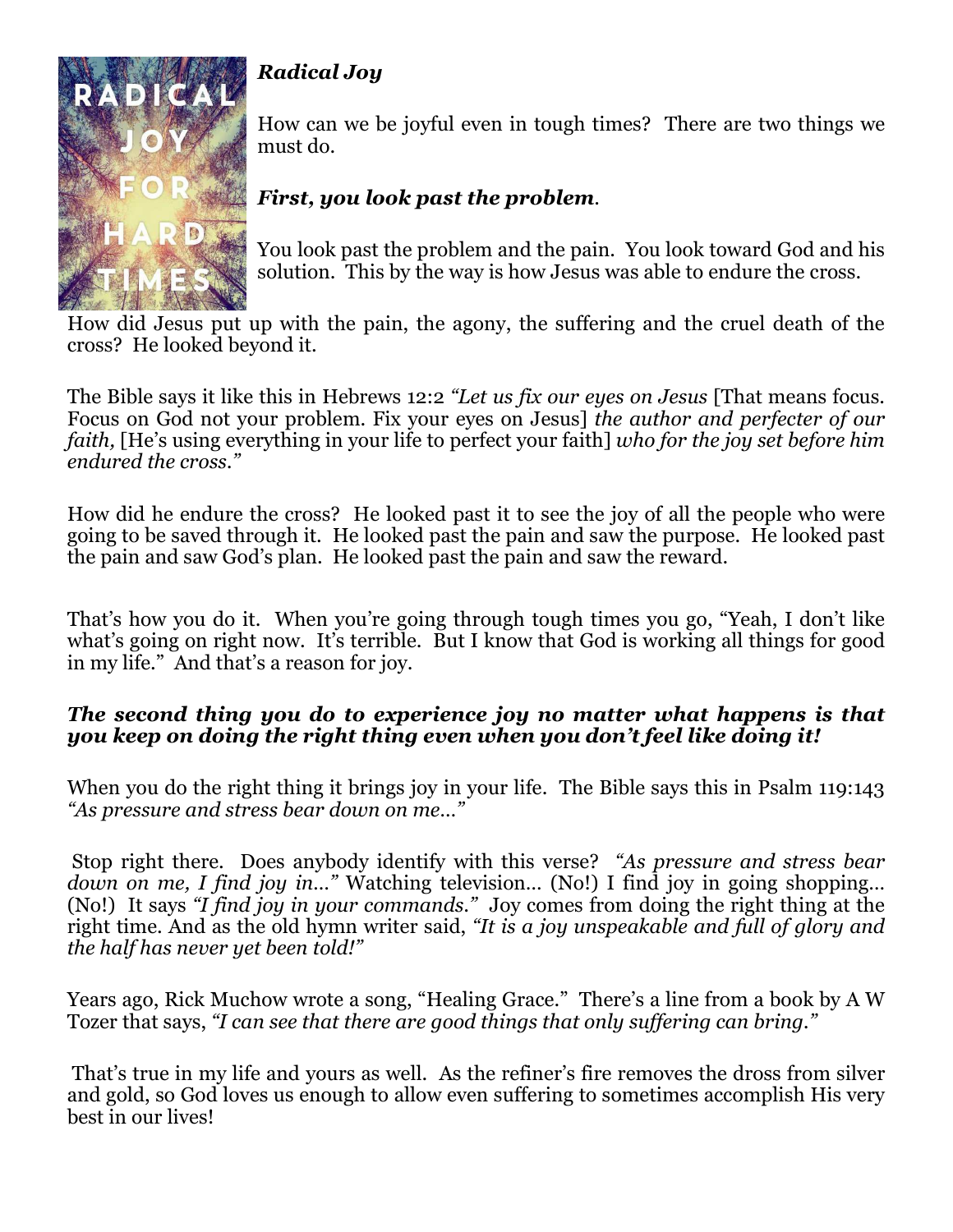### *Radical Joy*

How can we be joyful even in tough times? There are two things we must do.

***First, you look past the problem*.**

You look past the problem and the pain. You look toward God and his solution. This by the way is how Jesus was able to endure the cross.

How did Jesus put up with the pain, the agony, the suffering and the cruel death of the cross? He looked beyond it.

The Bible says it like this in Hebrews 12:2 *"Let us fix our eyes on Jesus* [That means focus. Focus on God not your problem. Fix your eyes on Jesus] *the author and perfecter of our faith,* [He's using everything in your life to perfect your faith] *who for the joy set before him endured the cross."*

How did he endure the cross? He looked past it to see the joy of all the people who were going to be saved through it. He looked past the pain and saw the purpose. He looked past the pain and saw God's plan. He looked past the pain and saw the reward.

That's how you do it. When you're going through tough times you go, "Yeah, I don't like what's going on right now. It's terrible. But I know that God is working all things for good in my life." And that's a reason for joy.

***The second thing you do to experience joy no matter what happens is that you keep on doing the right thing even when you don't feel like doing it!***

When you do the right thing it brings joy in your life. The Bible says this in Psalm 119:143 *"As pressure and stress bear down on me…"*

Stop right there. Does anybody identify with this verse? *"As pressure and stress bear down on me, I find joy in…"* Watching television… (No!) I find joy in going shopping… (No!) It says *"I find joy in your commands."* Joy comes from doing the right thing at the right time. And as the old hymn writer said, *"It is a joy unspeakable and full of glory and the half has never yet been told!"*

Years ago, Rick Muchow wrote a song, "Healing Grace." There's a line from a book by A W Tozer that says, *"I can see that there are good things that only suffering can bring."*

That's true in my life and yours as well. As the refiner's fire removes the dross from silver and gold, so God loves us enough to allow even suffering to sometimes accomplish His very best in our lives!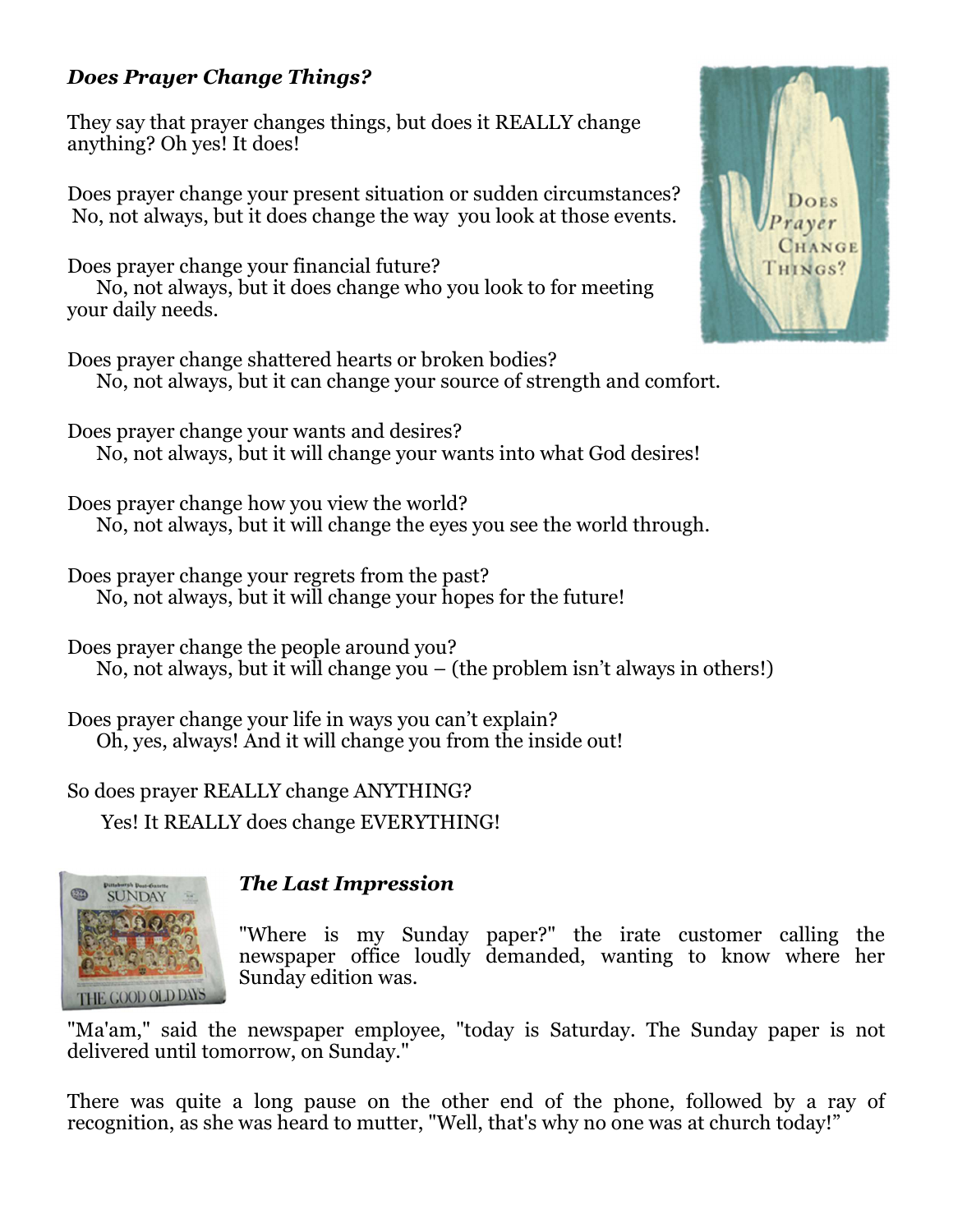### ***Does Prayer Change Things?***

They say that prayer changes things, but does it REALLY change anything? Oh yes! It does!

Does prayer change your present situation or sudden circumstances?
No, not always, but it does change the way you look at those events.

Does prayer change your financial future?
No, not always, but it does change who you look to for meeting your daily needs.

Does prayer change shattered hearts or broken bodies?
No, not always, but it can change your source of strength and comfort.

Does prayer change your wants and desires?
No, not always, but it will change your wants into what God desires!

Does prayer change how you view the world?
No, not always, but it will change the eyes you see the world through.

Does prayer change your regrets from the past?
No, not always, but it will change your hopes for the future!

Does prayer change the people around you?
No, not always, but it will change you – (the problem isn't always in others!)

Does prayer change your life in ways you can't explain?
Oh, yes, always! And it will change you from the inside out!

So does prayer REALLY change ANYTHING?

Yes! It REALLY does change EVERYTHING!

### ***The Last Impression***

"Where is my Sunday paper?" the irate customer calling the newspaper office loudly demanded, wanting to know where her Sunday edition was.

"Ma'am," said the newspaper employee, "today is Saturday. The Sunday paper is not delivered until tomorrow, on Sunday."

There was quite a long pause on the other end of the phone, followed by a ray of recognition, as she was heard to mutter, "Well, that's why no one was at church today!"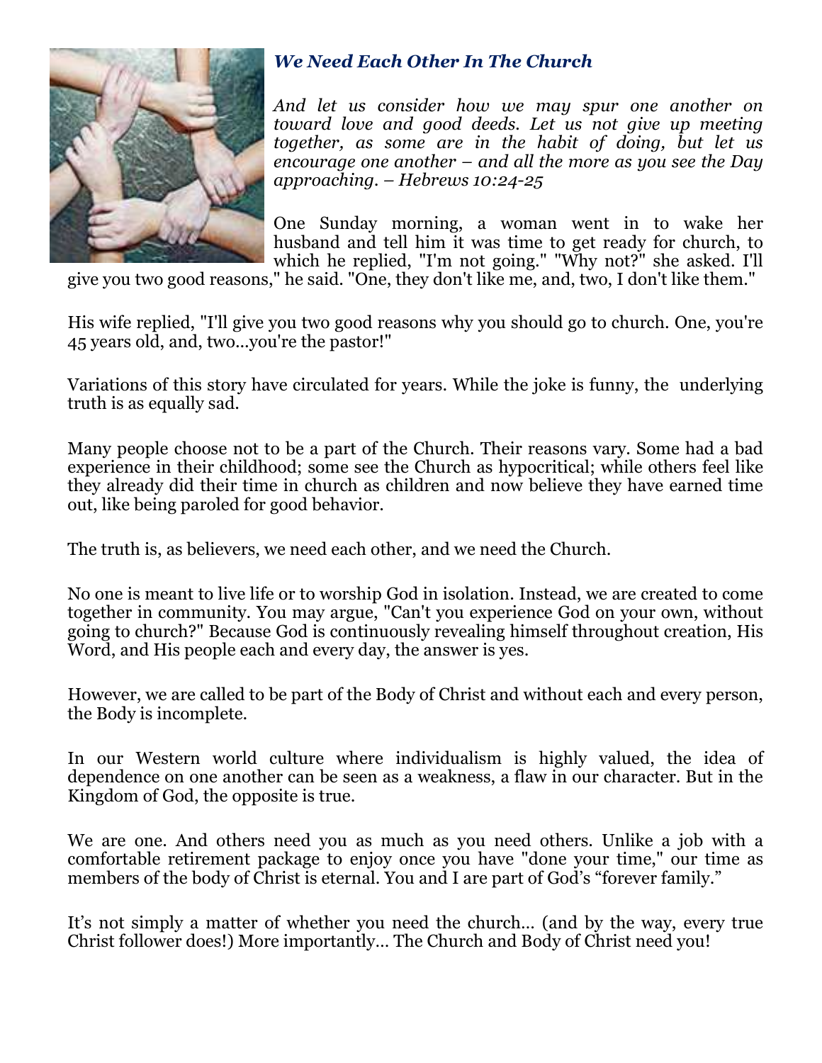## *We Need Each Other In The Church*

*And let us consider how we may spur one another on toward love and good deeds. Let us not give up meeting together, as some are in the habit of doing, but let us encourage one another – and all the more as you see the Day approaching. – Hebrews 10:24-25*

One Sunday morning, a woman went in to wake her husband and tell him it was time to get ready for church, to which he replied, "I'm not going." "Why not?" she asked. I'll give you two good reasons," he said. "One, they don't like me, and, two, I don't like them."

His wife replied, "I'll give you two good reasons why you should go to church. One, you're 45 years old, and, two...you're the pastor!"

Variations of this story have circulated for years. While the joke is funny, the underlying truth is as equally sad.

Many people choose not to be a part of the Church. Their reasons vary. Some had a bad experience in their childhood; some see the Church as hypocritical; while others feel like they already did their time in church as children and now believe they have earned time out, like being paroled for good behavior.

The truth is, as believers, we need each other, and we need the Church.

No one is meant to live life or to worship God in isolation. Instead, we are created to come together in community. You may argue, "Can't you experience God on your own, without going to church?" Because God is continuously revealing himself throughout creation, His Word, and His people each and every day, the answer is yes.

However, we are called to be part of the Body of Christ and without each and every person, the Body is incomplete.

In our Western world culture where individualism is highly valued, the idea of dependence on one another can be seen as a weakness, a flaw in our character. But in the Kingdom of God, the opposite is true.

We are one. And others need you as much as you need others. Unlike a job with a comfortable retirement package to enjoy once you have "done your time," our time as members of the body of Christ is eternal. You and I are part of God's "forever family."

It's not simply a matter of whether you need the church… (and by the way, every true Christ follower does!) More importantly… The Church and Body of Christ need you!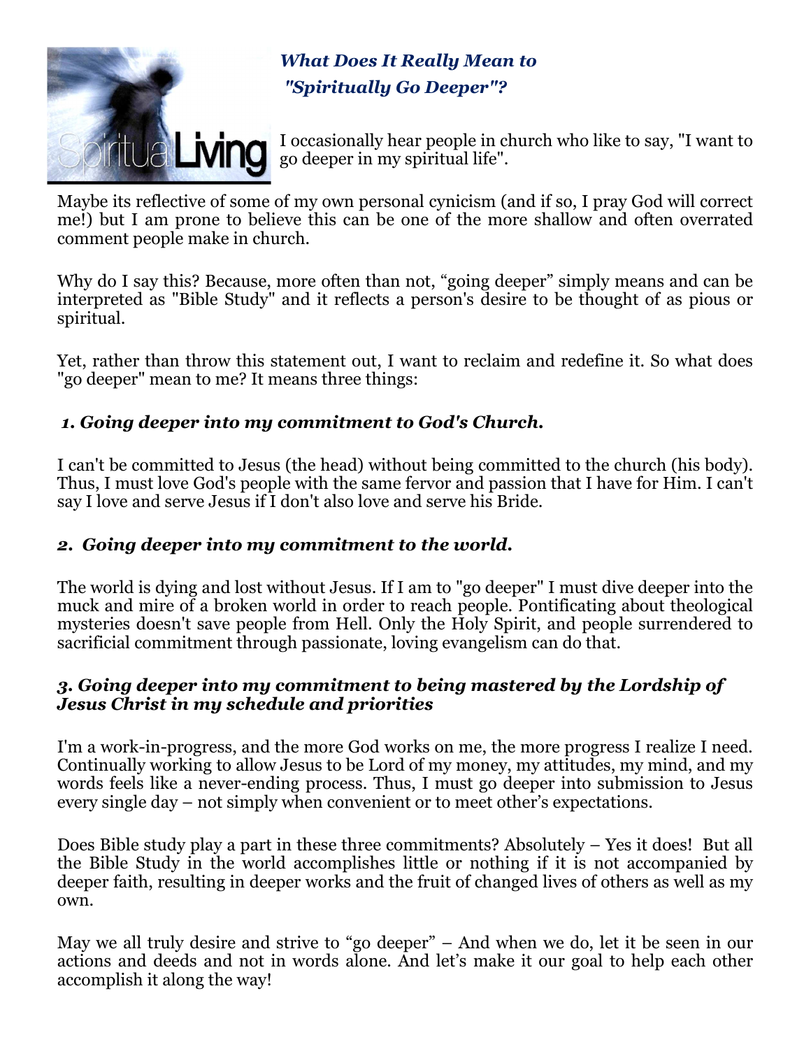## *What Does It Really Mean to "Spiritually Go Deeper"?*

I occasionally hear people in church who like to say, "I want to go deeper in my spiritual life".

Maybe its reflective of some of my own personal cynicism (and if so, I pray God will correct me!) but I am prone to believe this can be one of the more shallow and often overrated comment people make in church.

Why do I say this? Because, more often than not, "going deeper" simply means and can be interpreted as "Bible Study" and it reflects a person's desire to be thought of as pious or spiritual.

Yet, rather than throw this statement out, I want to reclaim and redefine it. So what does "go deeper" mean to me? It means three things:

### *1. Going deeper into my commitment to God's Church.*

I can't be committed to Jesus (the head) without being committed to the church (his body). Thus, I must love God's people with the same fervor and passion that I have for Him. I can't say I love and serve Jesus if I don't also love and serve his Bride.

### *2. Going deeper into my commitment to the world.*

The world is dying and lost without Jesus. If I am to "go deeper" I must dive deeper into the muck and mire of a broken world in order to reach people. Pontificating about theological mysteries doesn't save people from Hell. Only the Holy Spirit, and people surrendered to sacrificial commitment through passionate, loving evangelism can do that.

### *3. Going deeper into my commitment to being mastered by the Lordship of Jesus Christ in my schedule and priorities*

I'm a work-in-progress, and the more God works on me, the more progress I realize I need. Continually working to allow Jesus to be Lord of my money, my attitudes, my mind, and my words feels like a never-ending process. Thus, I must go deeper into submission to Jesus every single day – not simply when convenient or to meet other's expectations.

Does Bible study play a part in these three commitments? Absolutely – Yes it does! But all the Bible Study in the world accomplishes little or nothing if it is not accompanied by deeper faith, resulting in deeper works and the fruit of changed lives of others as well as my own.

May we all truly desire and strive to "go deeper" – And when we do, let it be seen in our actions and deeds and not in words alone. And let's make it our goal to help each other accomplish it along the way!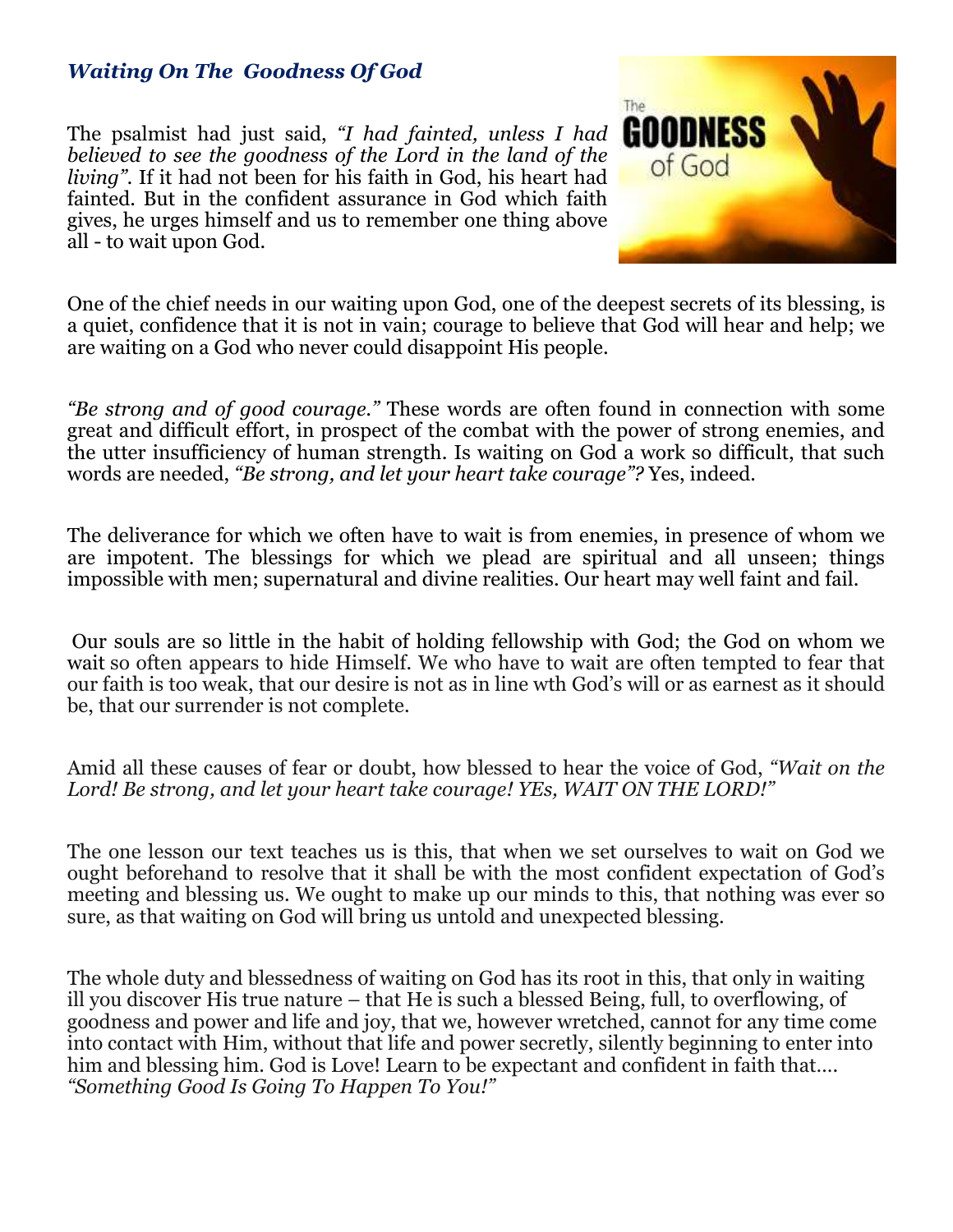### *Waiting On The  Goodness Of God*

The psalmist had just said, *"I had fainted, unless I had believed to see the goodness of the Lord in the land of the living"*. If it had not been for his faith in God, his heart had fainted. But in the confident assurance in God which faith gives, he urges himself and us to remember one thing above all - to wait upon God.

One of the chief needs in our waiting upon God, one of the deepest secrets of its blessing, is a quiet, confidence that it is not in vain; courage to believe that God will hear and help; we are waiting on a God who never could disappoint His people.

*"Be strong and of good courage."* These words are often found in connection with some great and difficult effort, in prospect of the combat with the power of strong enemies, and the utter insufficiency of human strength. Is waiting on God a work so difficult, that such words are needed, *"Be strong, and let your heart take courage"?* Yes, indeed.

The deliverance for which we often have to wait is from enemies, in presence of whom we are impotent. The blessings for which we plead are spiritual and all unseen; things impossible with men; supernatural and divine realities. Our heart may well faint and fail.

Our souls are so little in the habit of holding fellowship with God; the God on whom we wait so often appears to hide Himself. We who have to wait are often tempted to fear that our faith is too weak, that our desire is not as in line wth God's will or as earnest as it should be, that our surrender is not complete.

Amid all these causes of fear or doubt, how blessed to hear the voice of God, *"Wait on the Lord! Be strong, and let your heart take courage! YEs, WAIT ON THE LORD!"*

The one lesson our text teaches us is this, that when we set ourselves to wait on God we ought beforehand to resolve that it shall be with the most confident expectation of God's meeting and blessing us. We ought to make up our minds to this, that nothing was ever so sure, as that waiting on God will bring us untold and unexpected blessing.

The whole duty and blessedness of waiting on God has its root in this, that only in waiting ill you discover His true nature – that He is such a blessed Being, full, to overflowing, of goodness and power and life and joy, that we, however wretched, cannot for any time come into contact with Him, without that life and power secretly, silently beginning to enter into him and blessing him. God is Love! Learn to be expectant and confident in faith that.... *"Something Good Is Going To Happen To You!"*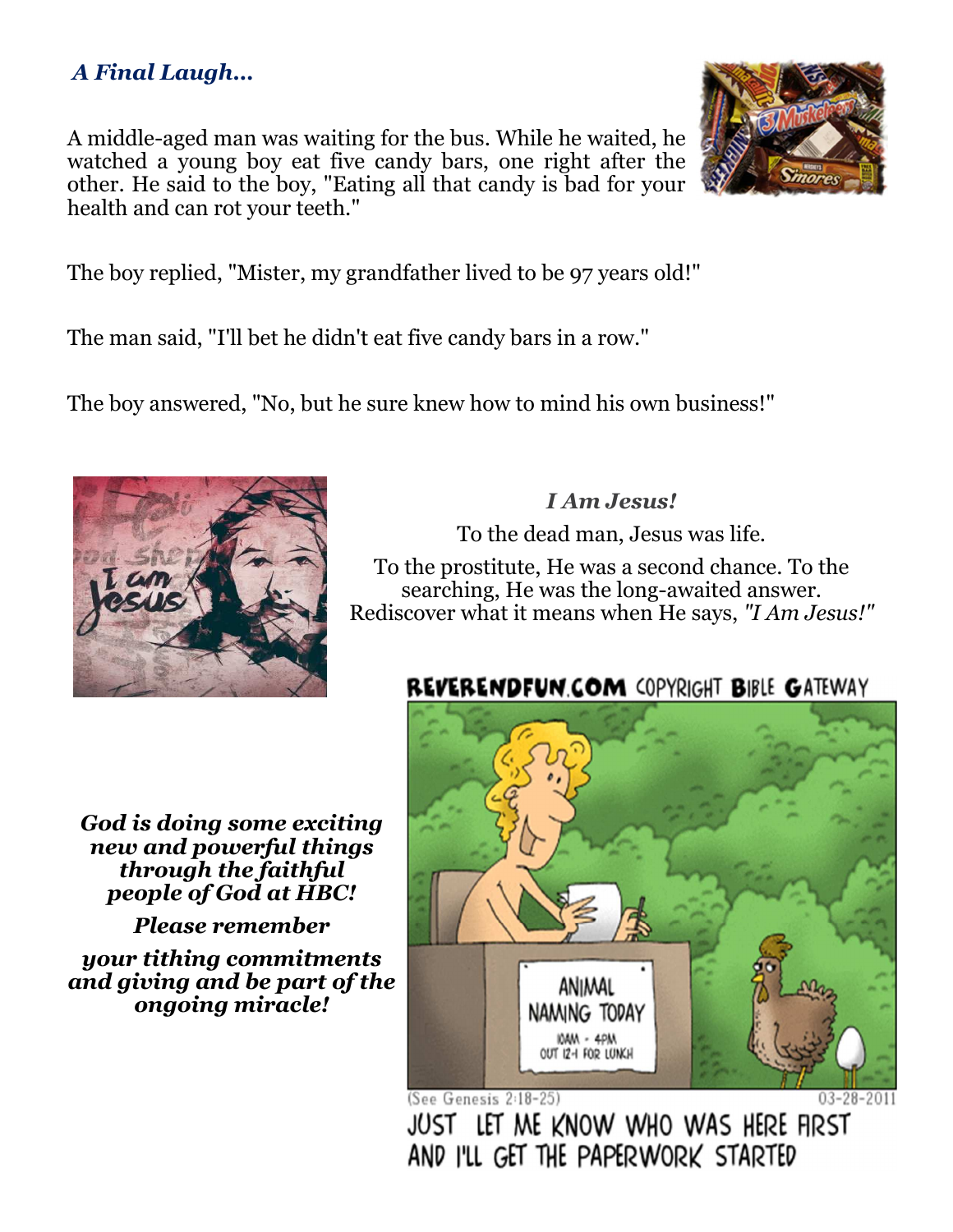### *A Final Laugh...*

A middle-aged man was waiting for the bus. While he waited, he watched a young boy eat five candy bars, one right after the other. He said to the boy, "Eating all that candy is bad for your health and can rot your teeth."

The boy replied, "Mister, my grandfather lived to be 97 years old!"

The man said, "I'll bet he didn't eat five candy bars in a row."

The boy answered, "No, but he sure knew how to mind his own business!"

***I Am Jesus!***

To the dead man, Jesus was life.

To the prostitute, He was a second chance. To the searching, He was the long-awaited answer. Rediscover what it means when He says, *"I Am Jesus!"*

***God is doing some exciting new and powerful things through the faithful people of God at HBC!***

***Please remember***

***your tithing commitments and giving and be part of the ongoing miracle!***

REVERENDFUN.COM COPYRIGHT BIBLE GATEWAY

(See Genesis 2:18-25) 03-28-2011

JUST LET ME KNOW WHO WAS HERE FIRST AND I'LL GET THE PAPERWORK STARTED